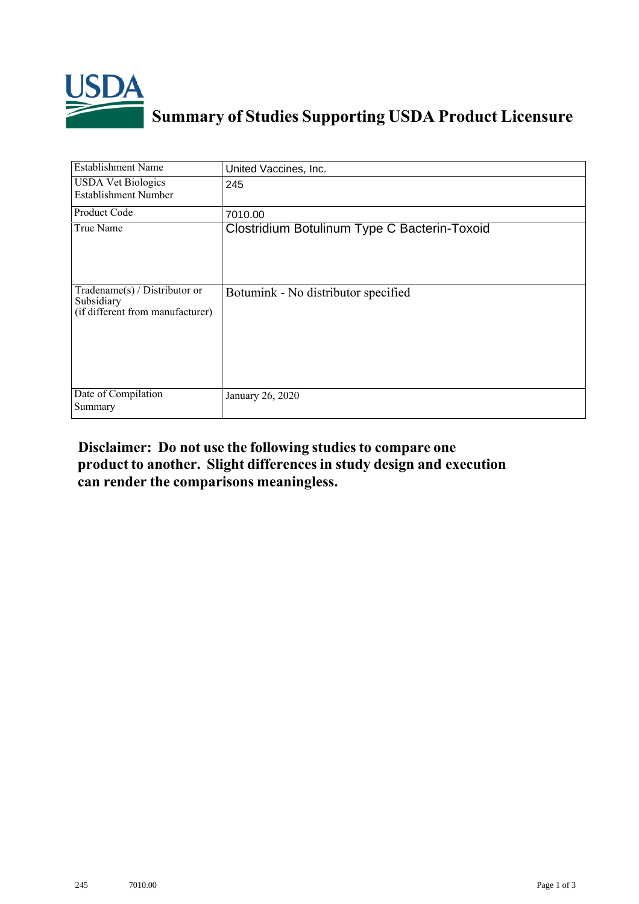# Summary of Studies Supporting USDA Product Licensure

| | |
|---|---|
| Establishment Name | United Vaccines, Inc. |
| USDA Vet Biologics Establishment Number | 245 |
| Product Code | 7010.00 |
| True Name | Clostridium Botulinum Type C Bacterin-Toxoid |
| Tradename(s) / Distributor or Subsidiary (if different from manufacturer) | Botumink - No distributor specified |
| Date of Compilation Summary | January 26, 2020 |

**Disclaimer: Do not use the following studies to compare one product to another. Slight differences in study design and execution can render the comparisons meaningless.**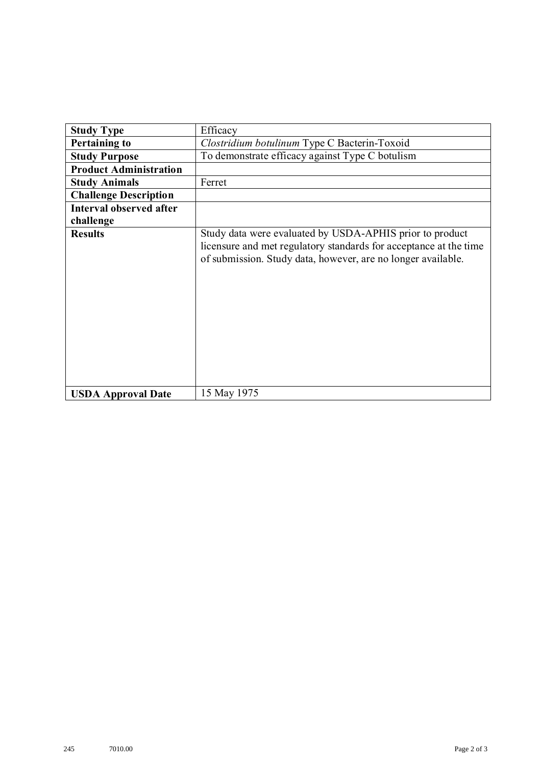| **Study Type** | Efficacy |
| --- | --- |
| **Pertaining to** | *Clostridium botulinum* Type C Bacterin-Toxoid |
| **Study Purpose** | To demonstrate efficacy against Type C botulism |
| **Product Administration** | |
| **Study Animals** | Ferret |
| **Challenge Description** | |
| **Interval observed after challenge** | |
| **Results** | Study data were evaluated by USDA-APHIS prior to product licensure and met regulatory standards for acceptance at the time of submission. Study data, however, are no longer available. |
| **USDA Approval Date** | 15 May 1975 |

245 7010.00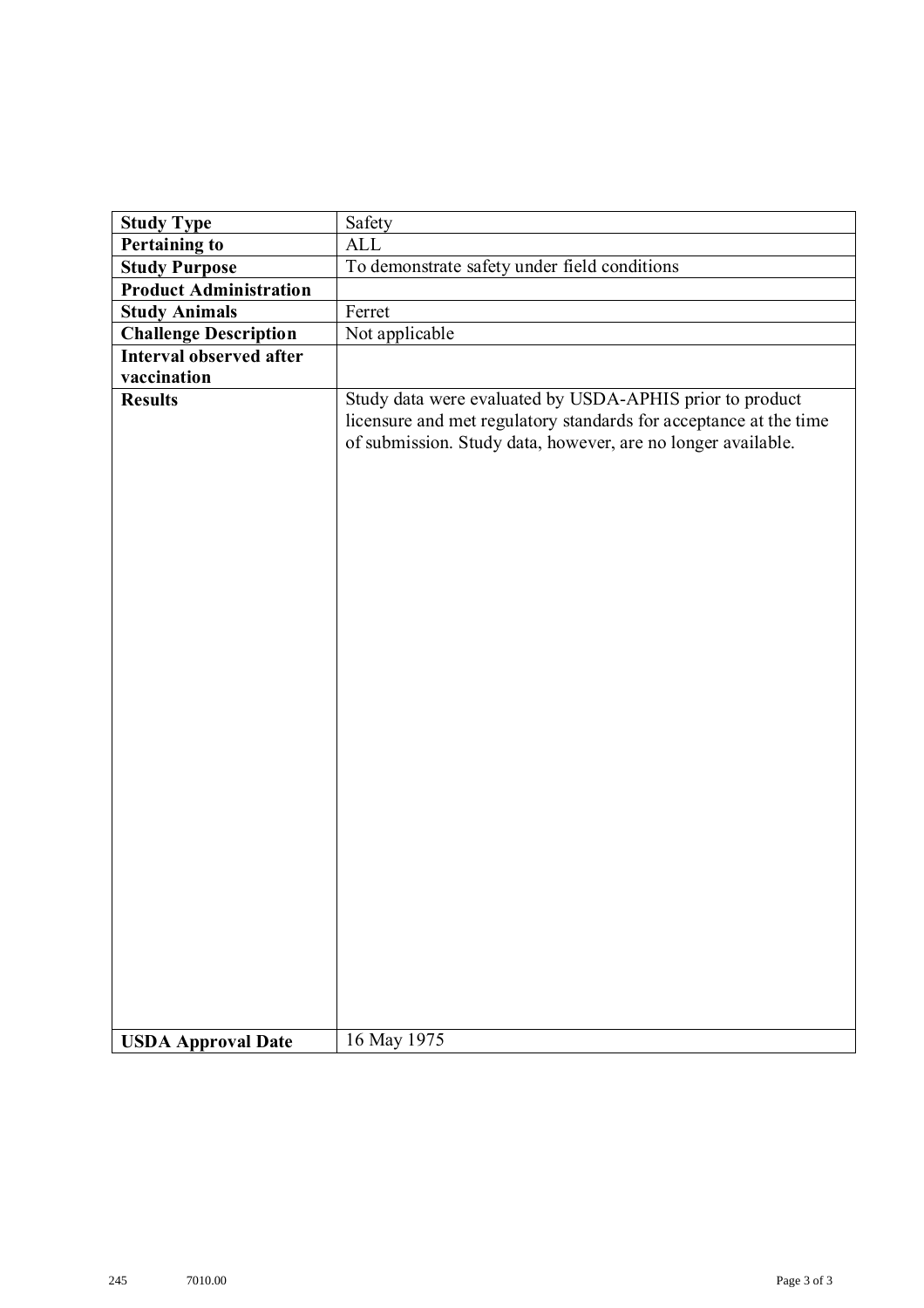| | |
|---|---|
| **Study Type** | Safety |
| **Pertaining to** | ALL |
| **Study Purpose** | To demonstrate safety under field conditions |
| **Product Administration** | |
| **Study Animals** | Ferret |
| **Challenge Description** | Not applicable |
| **Interval observed after vaccination** | |
| **Results** | Study data were evaluated by USDA-APHIS prior to product licensure and met regulatory standards for acceptance at the time of submission. Study data, however, are no longer available. |
| **USDA Approval Date** | 16 May 1975 |

245 7010.00